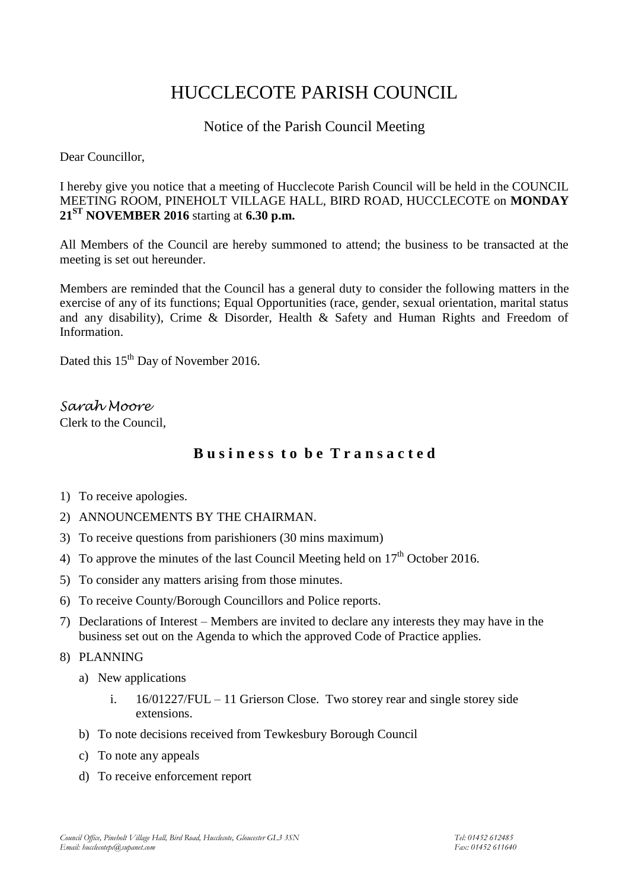# HUCCLECOTE PARISH COUNCIL

## Notice of the Parish Council Meeting

Dear Councillor,

I hereby give you notice that a meeting of Hucclecote Parish Council will be held in the COUNCIL MEETING ROOM, PINEHOLT VILLAGE HALL, BIRD ROAD, HUCCLECOTE on **MONDAY 21ST NOVEMBER 2016** starting at **6.30 p.m.**

All Members of the Council are hereby summoned to attend; the business to be transacted at the meeting is set out hereunder.

Members are reminded that the Council has a general duty to consider the following matters in the exercise of any of its functions; Equal Opportunities (race, gender, sexual orientation, marital status and any disability), Crime & Disorder, Health & Safety and Human Rights and Freedom of Information.

Dated this 15th Day of November 2016.

*Sarah Moore*
Clerk to the Council,

## Business to be Transacted

1) To receive apologies.
2) ANNOUNCEMENTS BY THE CHAIRMAN.
3) To receive questions from parishioners (30 mins maximum)
4) To approve the minutes of the last Council Meeting held on 17th October 2016.
5) To consider any matters arising from those minutes.
6) To receive County/Borough Councillors and Police reports.
7) Declarations of Interest – Members are invited to declare any interests they may have in the business set out on the Agenda to which the approved Code of Practice applies.
8) PLANNING
   a) New applications
      i. 16/01227/FUL – 11 Grierson Close. Two storey rear and single storey side extensions.
   b) To note decisions received from Tewkesbury Borough Council
   c) To note any appeals
   d) To receive enforcement report

*Council Office, Pineholt Village Hall, Bird Road, Hucclecote, Gloucester GL3 3SN* *Tel: 01452 612485*
*Email: hucclecotepc@supanet.com* *Fax: 01452 611640*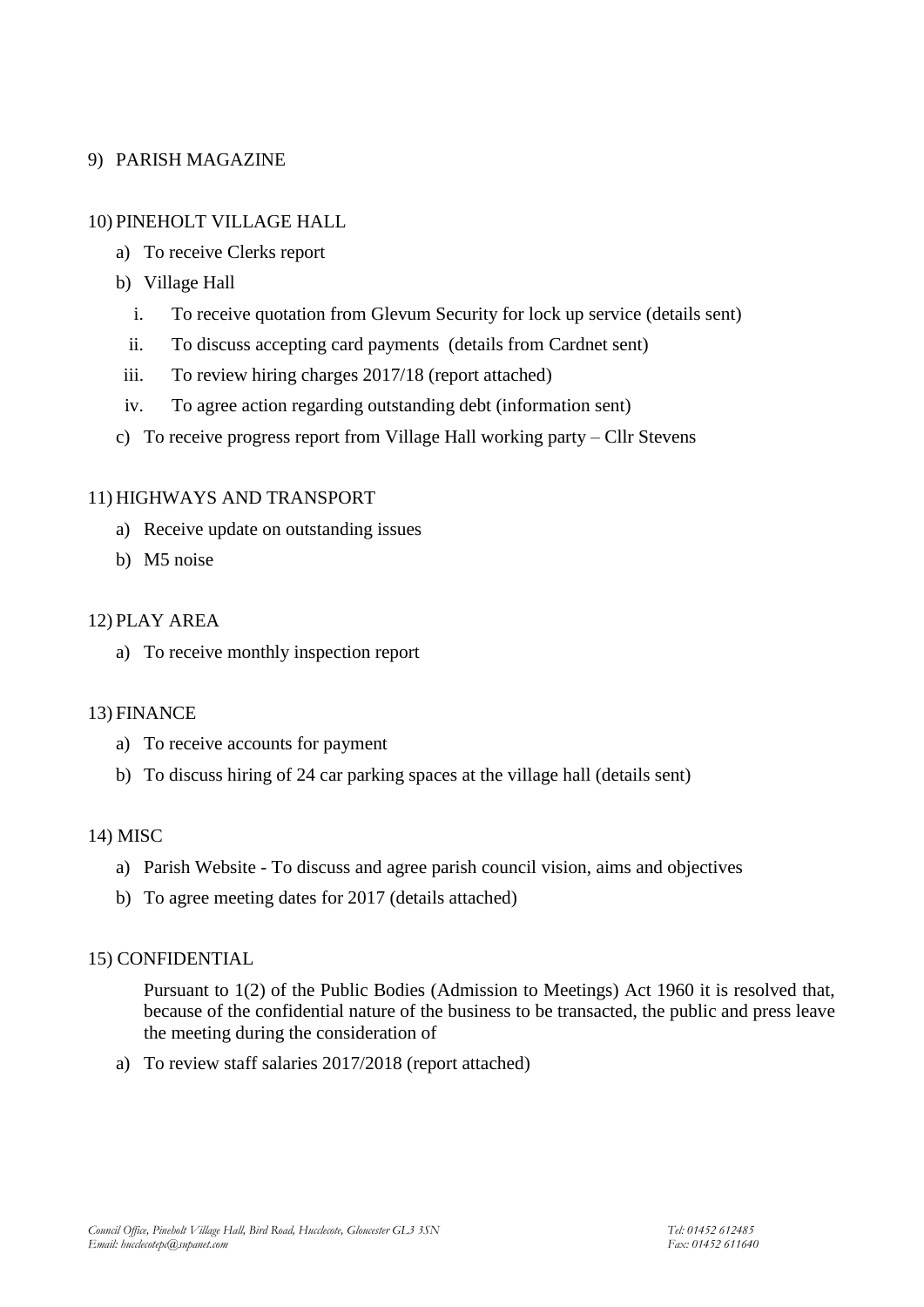9) PARISH MAGAZINE

10) PINEHOLT VILLAGE HALL

   a) To receive Clerks report
   b) Village Hall
      i. To receive quotation from Glevum Security for lock up service (details sent)
      ii. To discuss accepting card payments (details from Cardnet sent)
      iii. To review hiring charges 2017/18 (report attached)
      iv. To agree action regarding outstanding debt (information sent)
   c) To receive progress report from Village Hall working party – Cllr Stevens

11) HIGHWAYS AND TRANSPORT

   a) Receive update on outstanding issues
   b) M5 noise

12) PLAY AREA

   a) To receive monthly inspection report

13) FINANCE

   a) To receive accounts for payment
   b) To discuss hiring of 24 car parking spaces at the village hall (details sent)

14) MISC

   a) Parish Website - To discuss and agree parish council vision, aims and objectives
   b) To agree meeting dates for 2017 (details attached)

15) CONFIDENTIAL

   Pursuant to 1(2) of the Public Bodies (Admission to Meetings) Act 1960 it is resolved that, because of the confidential nature of the business to be transacted, the public and press leave the meeting during the consideration of

   a) To review staff salaries 2017/2018 (report attached)